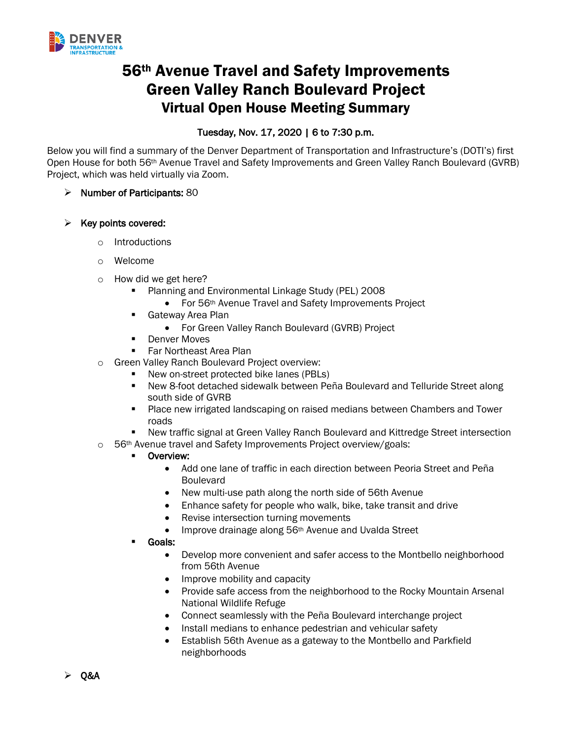# 56th Avenue Travel and Safety Improvements
# Green Valley Ranch Boulevard Project
## Virtual Open House Meeting Summary

**Tuesday, Nov. 17, 2020 | 6 to 7:30 p.m.**

Below you will find a summary of the Denver Department of Transportation and Infrastructure's (DOTI's) first Open House for both 56th Avenue Travel and Safety Improvements and Green Valley Ranch Boulevard (GVRB) Project, which was held virtually via Zoom.

- **Number of Participants:** 80

- **Key points covered:**
  - Introductions
  - Welcome
  - How did we get here?
    - Planning and Environmental Linkage Study (PEL) 2008
      - For 56th Avenue Travel and Safety Improvements Project
    - Gateway Area Plan
      - For Green Valley Ranch Boulevard (GVRB) Project
    - Denver Moves
    - Far Northeast Area Plan
  - Green Valley Ranch Boulevard Project overview:
    - New on-street protected bike lanes (PBLs)
    - New 8-foot detached sidewalk between Peña Boulevard and Telluride Street along south side of GVRB
    - Place new irrigated landscaping on raised medians between Chambers and Tower roads
    - New traffic signal at Green Valley Ranch Boulevard and Kittredge Street intersection
  - 56th Avenue travel and Safety Improvements Project overview/goals:
    - **Overview:**
      - Add one lane of traffic in each direction between Peoria Street and Peña Boulevard
      - New multi-use path along the north side of 56th Avenue
      - Enhance safety for people who walk, bike, take transit and drive
      - Revise intersection turning movements
      - Improve drainage along 56th Avenue and Uvalda Street
    - **Goals:**
      - Develop more convenient and safer access to the Montbello neighborhood from 56th Avenue
      - Improve mobility and capacity
      - Provide safe access from the neighborhood to the Rocky Mountain Arsenal National Wildlife Refuge
      - Connect seamlessly with the Peña Boulevard interchange project
      - Install medians to enhance pedestrian and vehicular safety
      - Establish 56th Avenue as a gateway to the Montbello and Parkfield neighborhoods

- **Q&A**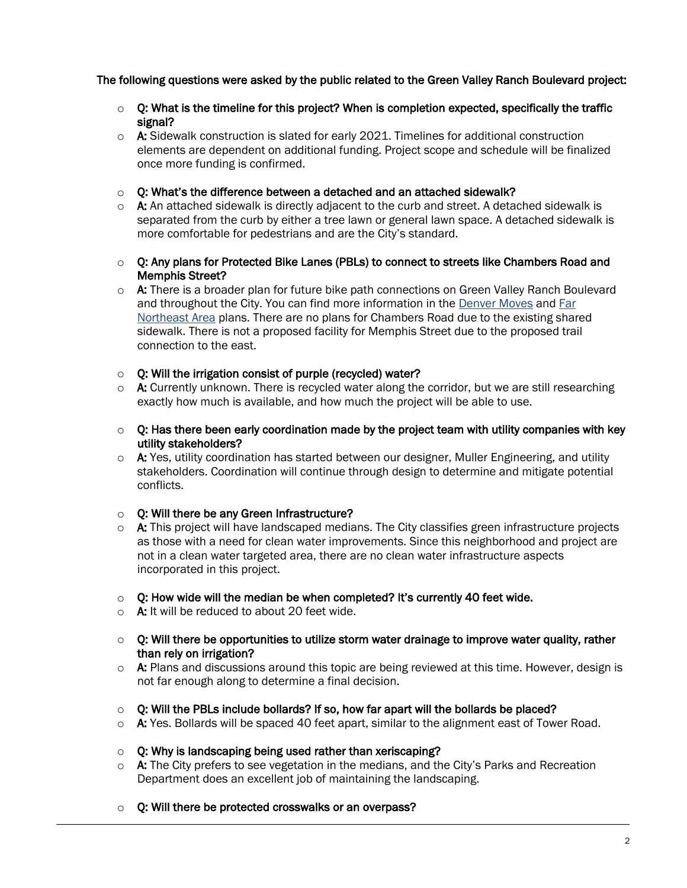**The following questions were asked by the public related to the Green Valley Ranch Boulevard project:**

- **Q: What is the timeline for this project? When is completion expected, specifically the traffic signal?**
- **A:** Sidewalk construction is slated for early 2021. Timelines for additional construction elements are dependent on additional funding. Project scope and schedule will be finalized once more funding is confirmed.

- **Q: What's the difference between a detached and an attached sidewalk?**
- **A:** An attached sidewalk is directly adjacent to the curb and street. A detached sidewalk is separated from the curb by either a tree lawn or general lawn space. A detached sidewalk is more comfortable for pedestrians and are the City's standard.

- **Q: Any plans for Protected Bike Lanes (PBLs) to connect to streets like Chambers Road and Memphis Street?**
- **A:** There is a broader plan for future bike path connections on Green Valley Ranch Boulevard and throughout the City. You can find more information in the Denver Moves and Far Northeast Area plans. There are no plans for Chambers Road due to the existing shared sidewalk. There is not a proposed facility for Memphis Street due to the proposed trail connection to the east.

- **Q: Will the irrigation consist of purple (recycled) water?**
- **A:** Currently unknown. There is recycled water along the corridor, but we are still researching exactly how much is available, and how much the project will be able to use.

- **Q: Has there been early coordination made by the project team with utility companies with key utility stakeholders?**
- **A:** Yes, utility coordination has started between our designer, Muller Engineering, and utility stakeholders. Coordination will continue through design to determine and mitigate potential conflicts.

- **Q: Will there be any Green Infrastructure?**
- **A:** This project will have landscaped medians. The City classifies green infrastructure projects as those with a need for clean water improvements. Since this neighborhood and project are not in a clean water targeted area, there are no clean water infrastructure aspects incorporated in this project.

- **Q: How wide will the median be when completed? It's currently 40 feet wide.**
- **A:** It will be reduced to about 20 feet wide.

- **Q: Will there be opportunities to utilize storm water drainage to improve water quality, rather than rely on irrigation?**
- **A:** Plans and discussions around this topic are being reviewed at this time. However, design is not far enough along to determine a final decision.

- **Q: Will the PBLs include bollards? If so, how far apart will the bollards be placed?**
- **A:** Yes. Bollards will be spaced 40 feet apart, similar to the alignment east of Tower Road.

- **Q: Why is landscaping being used rather than xeriscaping?**
- **A:** The City prefers to see vegetation in the medians, and the City's Parks and Recreation Department does an excellent job of maintaining the landscaping.

- **Q: Will there be protected crosswalks or an overpass?**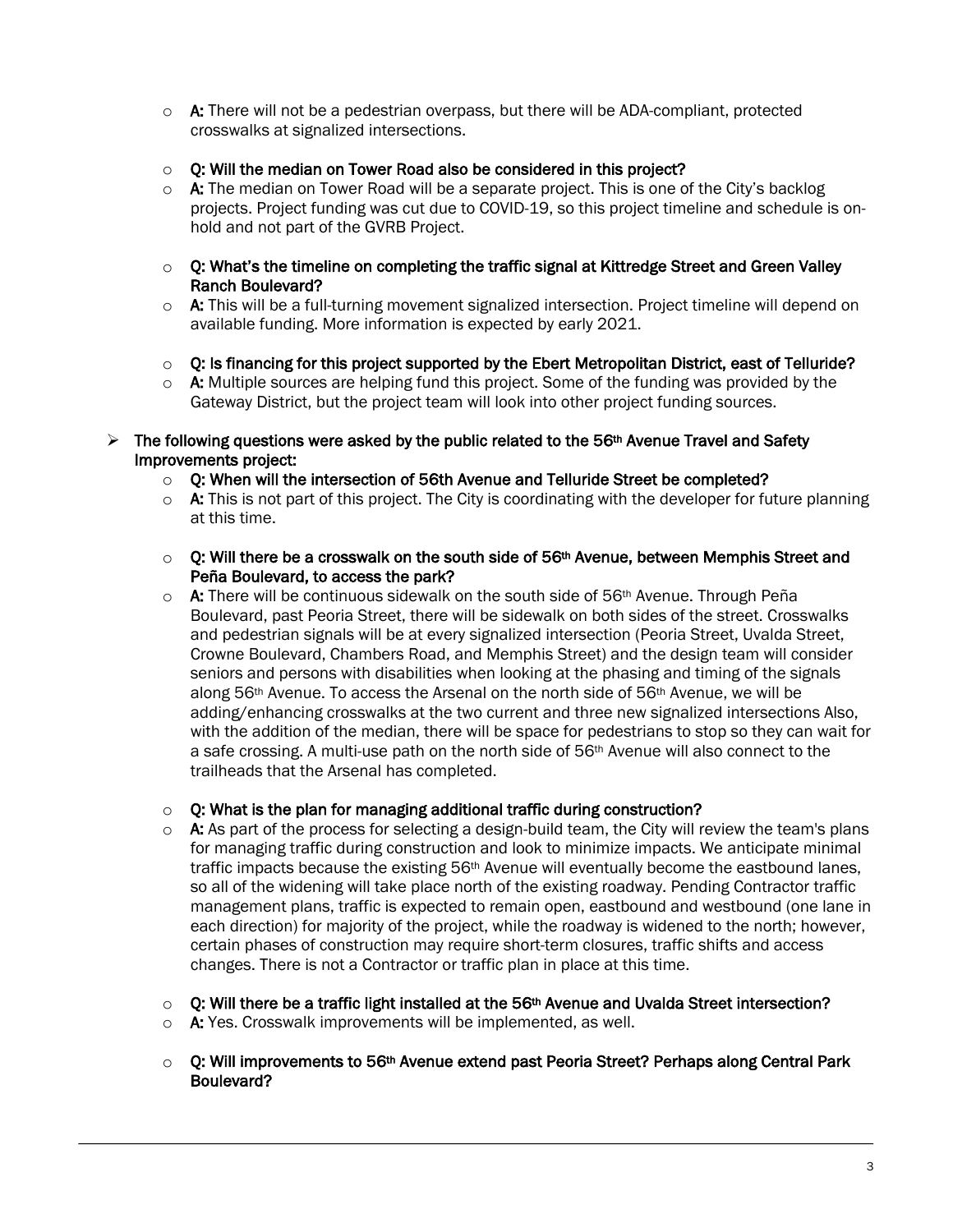- **A:** There will not be a pedestrian overpass, but there will be ADA-compliant, protected crosswalks at signalized intersections.

- **Q: Will the median on Tower Road also be considered in this project?**
- **A:** The median on Tower Road will be a separate project. This is one of the City's backlog projects. Project funding was cut due to COVID-19, so this project timeline and schedule is on-hold and not part of the GVRB Project.

- **Q: What's the timeline on completing the traffic signal at Kittredge Street and Green Valley Ranch Boulevard?**
- **A:** This will be a full-turning movement signalized intersection. Project timeline will depend on available funding. More information is expected by early 2021.

- **Q: Is financing for this project supported by the Ebert Metropolitan District, east of Telluride?**
- **A:** Multiple sources are helping fund this project. Some of the funding was provided by the Gateway District, but the project team will look into other project funding sources.

- **The following questions were asked by the public related to the 56th Avenue Travel and Safety Improvements project:**
  - **Q: When will the intersection of 56th Avenue and Telluride Street be completed?**
  - **A:** This is not part of this project. The City is coordinating with the developer for future planning at this time.

  - **Q: Will there be a crosswalk on the south side of 56th Avenue, between Memphis Street and Peña Boulevard, to access the park?**
  - **A:** There will be continuous sidewalk on the south side of 56th Avenue. Through Peña Boulevard, past Peoria Street, there will be sidewalk on both sides of the street. Crosswalks and pedestrian signals will be at every signalized intersection (Peoria Street, Uvalda Street, Crowne Boulevard, Chambers Road, and Memphis Street) and the design team will consider seniors and persons with disabilities when looking at the phasing and timing of the signals along 56th Avenue. To access the Arsenal on the north side of 56th Avenue, we will be adding/enhancing crosswalks at the two current and three new signalized intersections Also, with the addition of the median, there will be space for pedestrians to stop so they can wait for a safe crossing. A multi-use path on the north side of 56th Avenue will also connect to the trailheads that the Arsenal has completed.

  - **Q: What is the plan for managing additional traffic during construction?**
  - **A:** As part of the process for selecting a design-build team, the City will review the team's plans for managing traffic during construction and look to minimize impacts. We anticipate minimal traffic impacts because the existing 56th Avenue will eventually become the eastbound lanes, so all of the widening will take place north of the existing roadway. Pending Contractor traffic management plans, traffic is expected to remain open, eastbound and westbound (one lane in each direction) for majority of the project, while the roadway is widened to the north; however, certain phases of construction may require short-term closures, traffic shifts and access changes. There is not a Contractor or traffic plan in place at this time.

  - **Q: Will there be a traffic light installed at the 56th Avenue and Uvalda Street intersection?**
  - **A:** Yes. Crosswalk improvements will be implemented, as well.

  - **Q: Will improvements to 56th Avenue extend past Peoria Street? Perhaps along Central Park Boulevard?**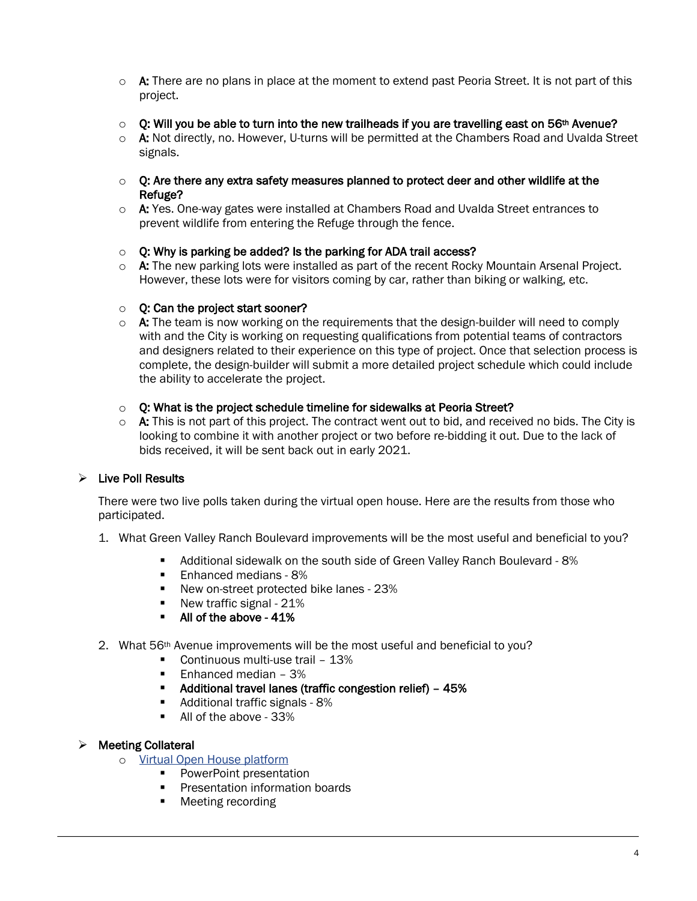- **A:** There are no plans in place at the moment to extend past Peoria Street. It is not part of this project.

- **Q: Will you be able to turn into the new trailheads if you are travelling east on 56th Avenue?**
- **A:** Not directly, no. However, U-turns will be permitted at the Chambers Road and Uvalda Street signals.

- **Q: Are there any extra safety measures planned to protect deer and other wildlife at the Refuge?**
- **A:** Yes. One-way gates were installed at Chambers Road and Uvalda Street entrances to prevent wildlife from entering the Refuge through the fence.

- **Q: Why is parking be added? Is the parking for ADA trail access?**
- **A:** The new parking lots were installed as part of the recent Rocky Mountain Arsenal Project. However, these lots were for visitors coming by car, rather than biking or walking, etc.

- **Q: Can the project start sooner?**
- **A:** The team is now working on the requirements that the design-builder will need to comply with and the City is working on requesting qualifications from potential teams of contractors and designers related to their experience on this type of project. Once that selection process is complete, the design-builder will submit a more detailed project schedule which could include the ability to accelerate the project.

- **Q: What is the project schedule timeline for sidewalks at Peoria Street?**
- **A:** This is not part of this project. The contract went out to bid, and received no bids. The City is looking to combine it with another project or two before re-bidding it out. Due to the lack of bids received, it will be sent back out in early 2021.

## Live Poll Results

There were two live polls taken during the virtual open house. Here are the results from those who participated.

1. What Green Valley Ranch Boulevard improvements will be the most useful and beneficial to you?
   - Additional sidewalk on the south side of Green Valley Ranch Boulevard - 8%
   - Enhanced medians - 8%
   - New on-street protected bike lanes - 23%
   - New traffic signal - 21%
   - **All of the above - 41%**

2. What 56th Avenue improvements will be the most useful and beneficial to you?
   - Continuous multi-use trail – 13%
   - Enhanced median – 3%
   - **Additional travel lanes (traffic congestion relief) – 45%**
   - Additional traffic signals - 8%
   - All of the above - 33%

## Meeting Collateral

- Virtual Open House platform
  - PowerPoint presentation
  - Presentation information boards
  - Meeting recording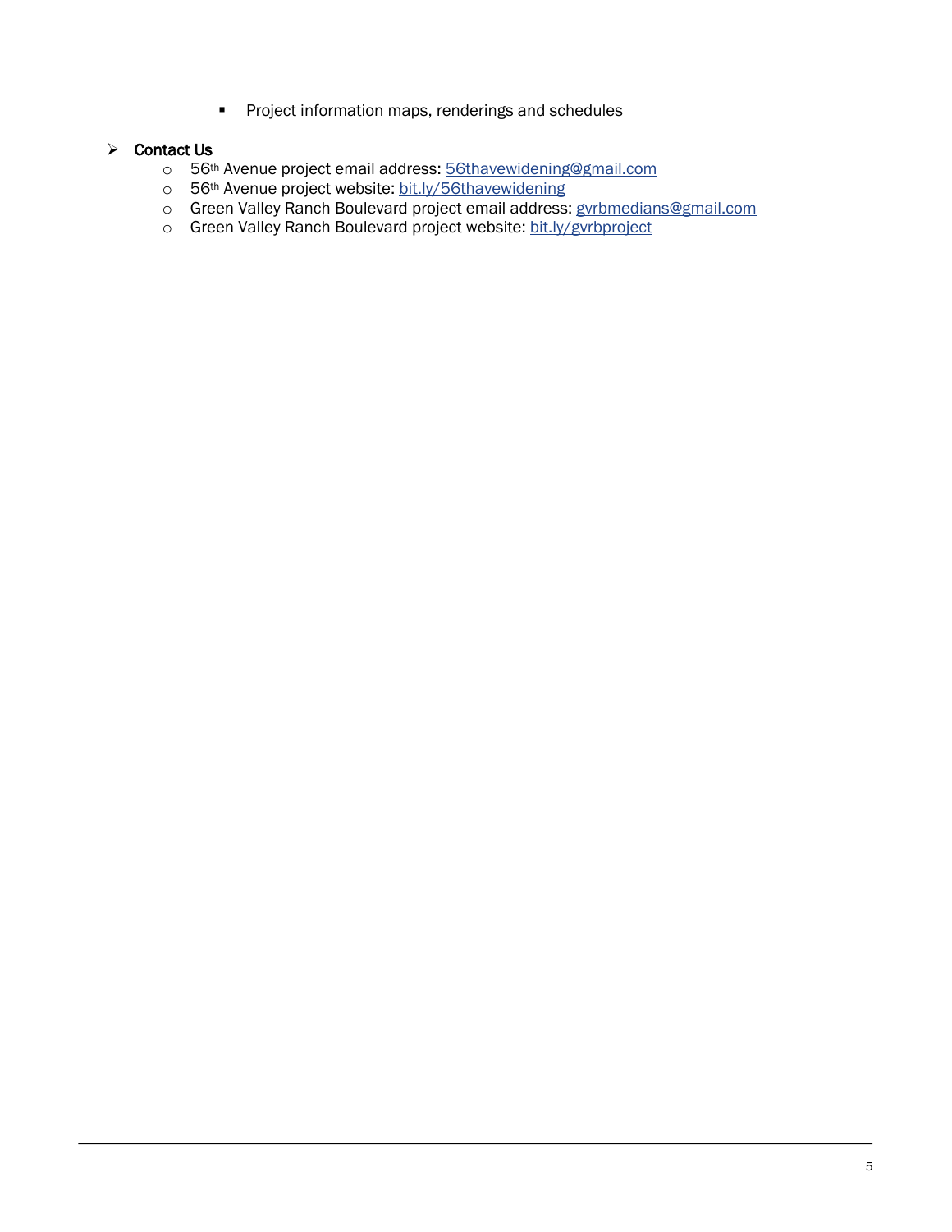- Project information maps, renderings and schedules

- **Contact Us**
    - 56th Avenue project email address: 56thavewidening@gmail.com
    - 56th Avenue project website: bit.ly/56thavewidening
    - Green Valley Ranch Boulevard project email address: gvrbmedians@gmail.com
    - Green Valley Ranch Boulevard project website: bit.ly/gvrbproject